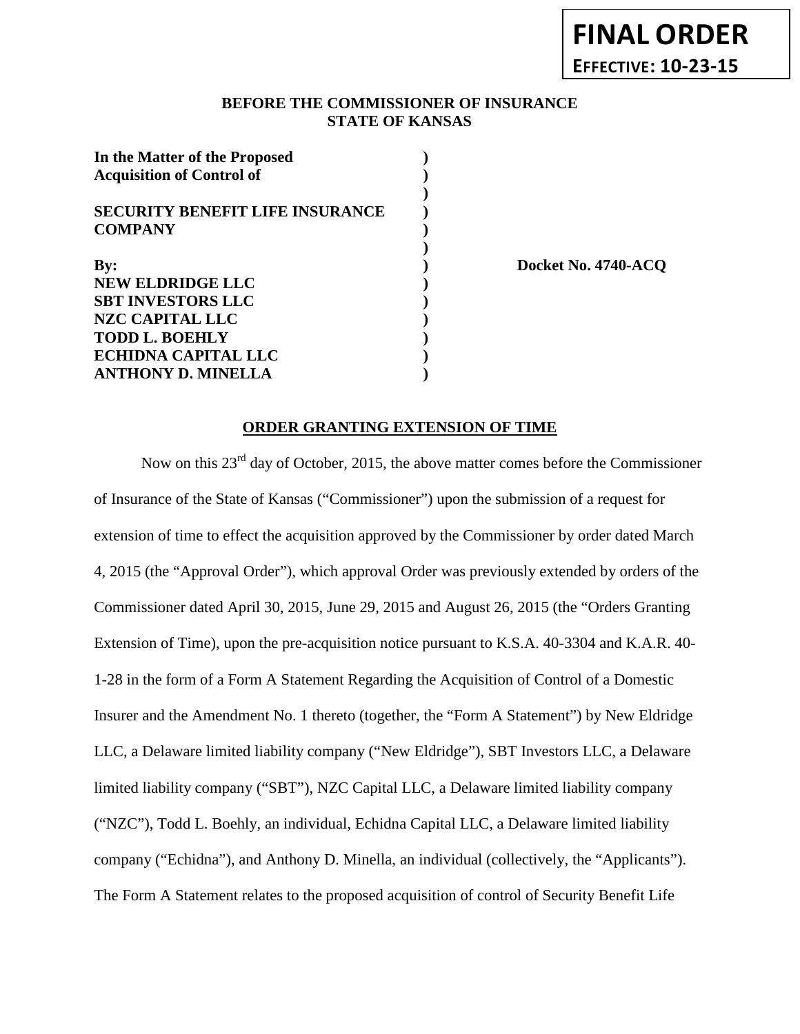**FINAL ORDER**
**EFFECTIVE: 10-23-15**

**BEFORE THE COMMISSIONER OF INSURANCE**
**STATE OF KANSAS**

| | | |
|---|---|---|
| **In the Matter of the Proposed Acquisition of Control of** | ) | |
| | ) | |
| **SECURITY BENEFIT LIFE INSURANCE COMPANY** | ) | |
| | ) | |
| **By:** | ) | **Docket No. 4740-ACQ** |
| **NEW ELDRIDGE LLC** | ) | |
| **SBT INVESTORS LLC** | ) | |
| **NZC CAPITAL LLC** | ) | |
| **TODD L. BOEHLY** | ) | |
| **ECHIDNA CAPITAL LLC** | ) | |
| **ANTHONY D. MINELLA** | ) | |

**ORDER GRANTING EXTENSION OF TIME**

Now on this 23rd day of October, 2015, the above matter comes before the Commissioner of Insurance of the State of Kansas ("Commissioner") upon the submission of a request for extension of time to effect the acquisition approved by the Commissioner by order dated March 4, 2015 (the "Approval Order"), which approval Order was previously extended by orders of the Commissioner dated April 30, 2015, June 29, 2015 and August 26, 2015 (the "Orders Granting Extension of Time), upon the pre-acquisition notice pursuant to K.S.A. 40-3304 and K.A.R. 40-1-28 in the form of a Form A Statement Regarding the Acquisition of Control of a Domestic Insurer and the Amendment No. 1 thereto (together, the "Form A Statement") by New Eldridge LLC, a Delaware limited liability company ("New Eldridge"), SBT Investors LLC, a Delaware limited liability company ("SBT"), NZC Capital LLC, a Delaware limited liability company ("NZC"), Todd L. Boehly, an individual, Echidna Capital LLC, a Delaware limited liability company ("Echidna"), and Anthony D. Minella, an individual (collectively, the "Applicants"). The Form A Statement relates to the proposed acquisition of control of Security Benefit Life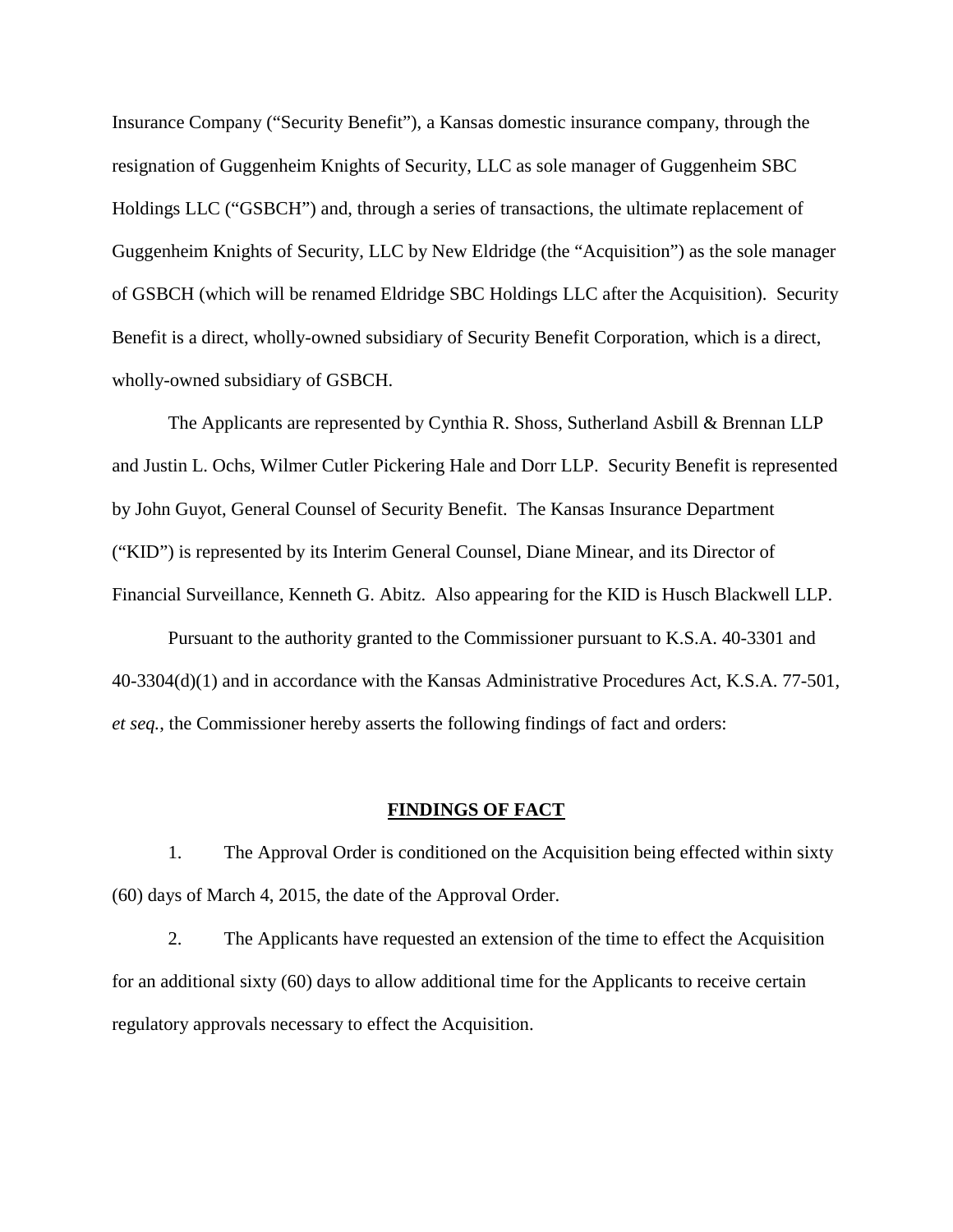Insurance Company ("Security Benefit"), a Kansas domestic insurance company, through the resignation of Guggenheim Knights of Security, LLC as sole manager of Guggenheim SBC Holdings LLC ("GSBCH") and, through a series of transactions, the ultimate replacement of Guggenheim Knights of Security, LLC by New Eldridge (the "Acquisition") as the sole manager of GSBCH (which will be renamed Eldridge SBC Holdings LLC after the Acquisition). Security Benefit is a direct, wholly-owned subsidiary of Security Benefit Corporation, which is a direct, wholly-owned subsidiary of GSBCH.

The Applicants are represented by Cynthia R. Shoss, Sutherland Asbill & Brennan LLP and Justin L. Ochs, Wilmer Cutler Pickering Hale and Dorr LLP. Security Benefit is represented by John Guyot, General Counsel of Security Benefit. The Kansas Insurance Department ("KID") is represented by its Interim General Counsel, Diane Minear, and its Director of Financial Surveillance, Kenneth G. Abitz. Also appearing for the KID is Husch Blackwell LLP.

Pursuant to the authority granted to the Commissioner pursuant to K.S.A. 40-3301 and 40-3304(d)(1) and in accordance with the Kansas Administrative Procedures Act, K.S.A. 77-501, *et seq.*, the Commissioner hereby asserts the following findings of fact and orders:

## FINDINGS OF FACT

1. The Approval Order is conditioned on the Acquisition being effected within sixty (60) days of March 4, 2015, the date of the Approval Order.

2. The Applicants have requested an extension of the time to effect the Acquisition for an additional sixty (60) days to allow additional time for the Applicants to receive certain regulatory approvals necessary to effect the Acquisition.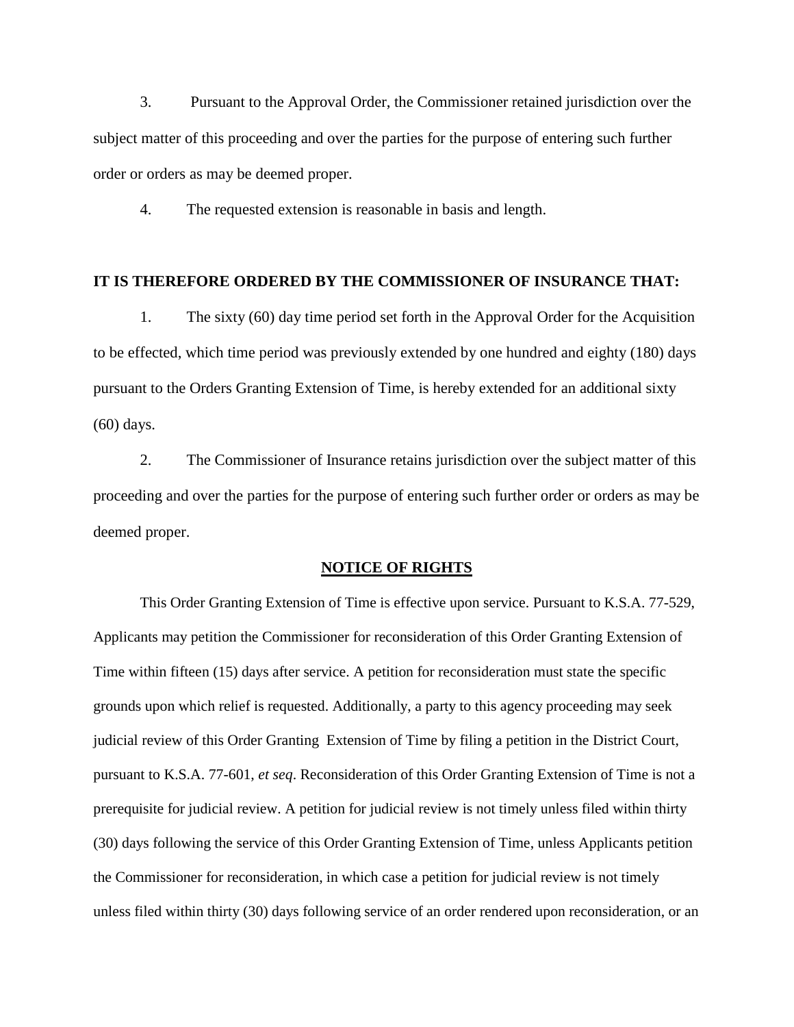3. Pursuant to the Approval Order, the Commissioner retained jurisdiction over the subject matter of this proceeding and over the parties for the purpose of entering such further order or orders as may be deemed proper.

4. The requested extension is reasonable in basis and length.

**IT IS THEREFORE ORDERED BY THE COMMISSIONER OF INSURANCE THAT:**

1. The sixty (60) day time period set forth in the Approval Order for the Acquisition to be effected, which time period was previously extended by one hundred and eighty (180) days pursuant to the Orders Granting Extension of Time, is hereby extended for an additional sixty (60) days.

2. The Commissioner of Insurance retains jurisdiction over the subject matter of this proceeding and over the parties for the purpose of entering such further order or orders as may be deemed proper.

## NOTICE OF RIGHTS

This Order Granting Extension of Time is effective upon service. Pursuant to K.S.A. 77-529, Applicants may petition the Commissioner for reconsideration of this Order Granting Extension of Time within fifteen (15) days after service. A petition for reconsideration must state the specific grounds upon which relief is requested. Additionally, a party to this agency proceeding may seek judicial review of this Order Granting Extension of Time by filing a petition in the District Court, pursuant to K.S.A. 77-601, *et seq*. Reconsideration of this Order Granting Extension of Time is not a prerequisite for judicial review. A petition for judicial review is not timely unless filed within thirty (30) days following the service of this Order Granting Extension of Time, unless Applicants petition the Commissioner for reconsideration, in which case a petition for judicial review is not timely unless filed within thirty (30) days following service of an order rendered upon reconsideration, or an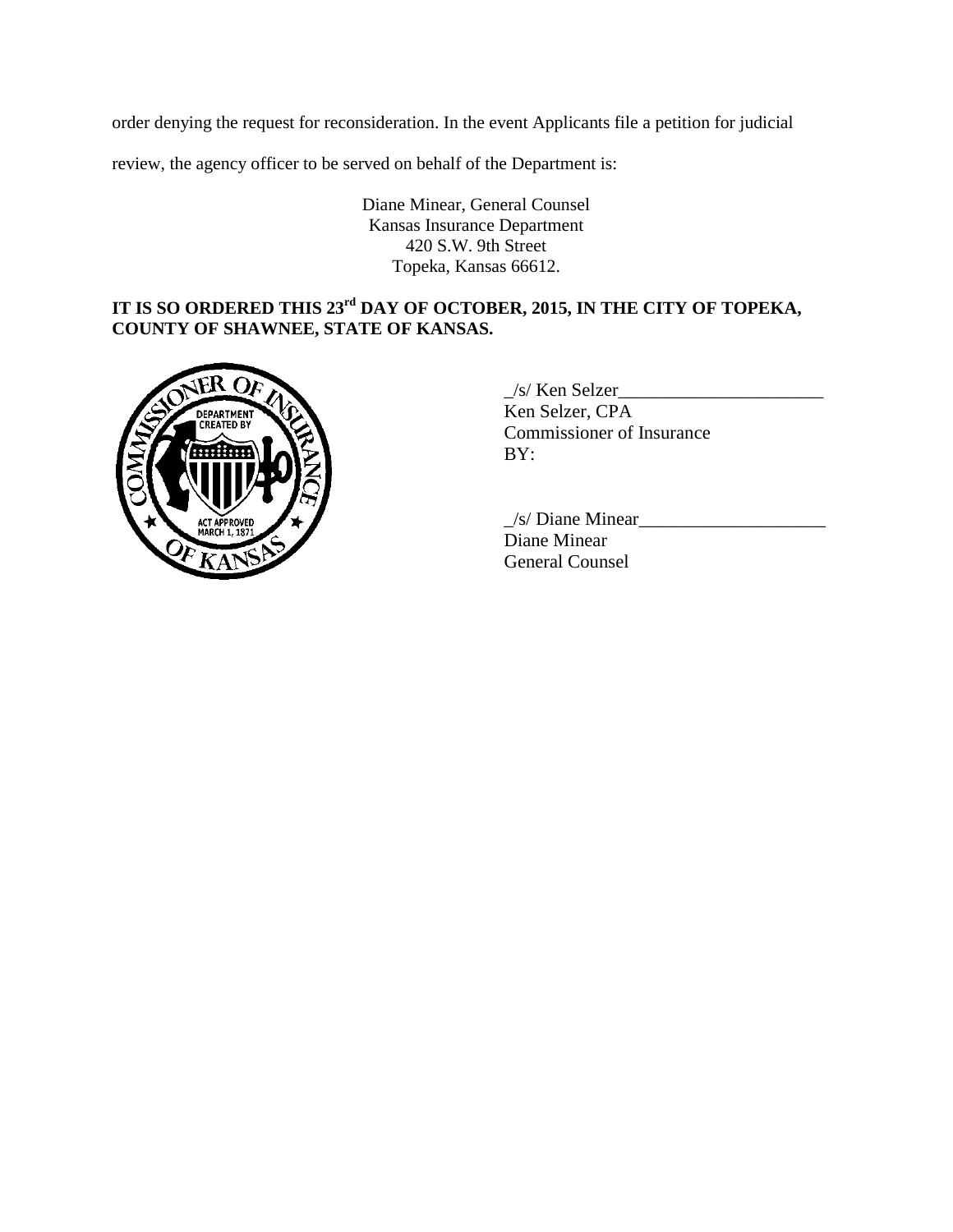order denying the request for reconsideration. In the event Applicants file a petition for judicial review, the agency officer to be served on behalf of the Department is:

Diane Minear, General Counsel
Kansas Insurance Department
420 S.W. 9th Street
Topeka, Kansas 66612.

**IT IS SO ORDERED THIS 23rd DAY OF OCTOBER, 2015, IN THE CITY OF TOPEKA, COUNTY OF SHAWNEE, STATE OF KANSAS.**

_/s/ Ken Selzer______________________
Ken Selzer, CPA
Commissioner of Insurance
BY:

_/s/ Diane Minear____________________
Diane Minear
General Counsel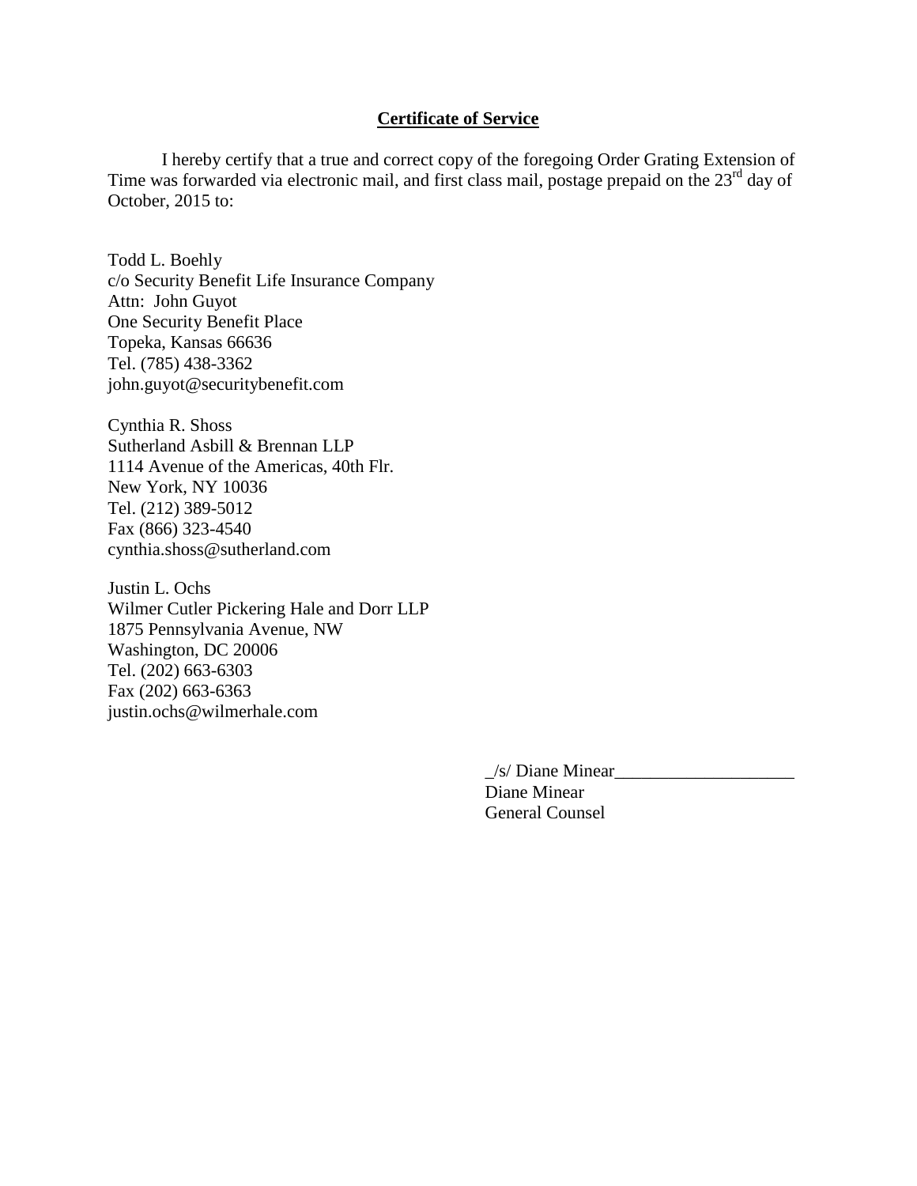**Certificate of Service**

I hereby certify that a true and correct copy of the foregoing Order Grating Extension of Time was forwarded via electronic mail, and first class mail, postage prepaid on the 23rd day of October, 2015 to:

Todd L. Boehly
c/o Security Benefit Life Insurance Company
Attn: John Guyot
One Security Benefit Place
Topeka, Kansas 66636
Tel. (785) 438-3362
john.guyot@securitybenefit.com

Cynthia R. Shoss
Sutherland Asbill & Brennan LLP
1114 Avenue of the Americas, 40th Flr.
New York, NY 10036
Tel. (212) 389-5012
Fax (866) 323-4540
cynthia.shoss@sutherland.com

Justin L. Ochs
Wilmer Cutler Pickering Hale and Dorr LLP
1875 Pennsylvania Avenue, NW
Washington, DC 20006
Tel. (202) 663-6303
Fax (202) 663-6363
justin.ochs@wilmerhale.com

_/s/ Diane Minear____________________
Diane Minear
General Counsel